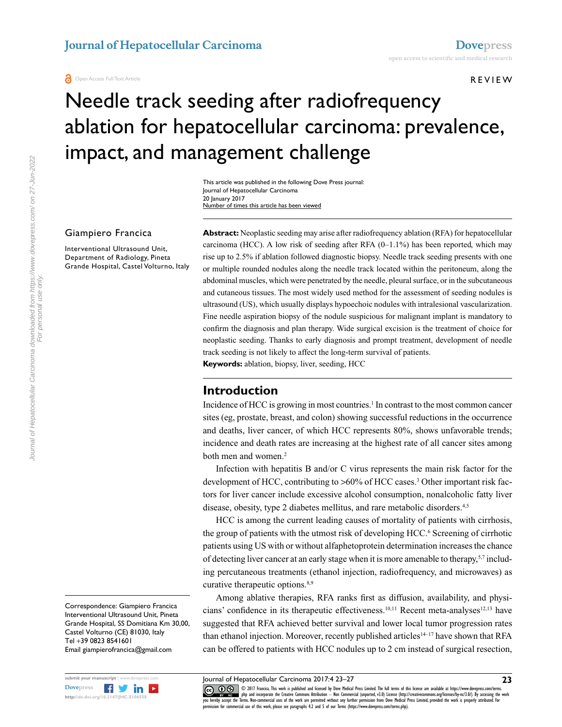# Needle track seeding after radiofrequency ablation for hepatocellular carcinoma: prevalence, impact, and management challenge

This article was published in the following Dove Press journal:
Journal of Hepatocellular Carcinoma
20 January 2017
Number of times this article has been viewed

Giampiero Francica

Interventional Ultrasound Unit, Department of Radiology, Pineta Grande Hospital, Castel Volturno, Italy

**Abstract:** Neoplastic seeding may arise after radiofrequency ablation (RFA) for hepatocellular carcinoma (HCC). A low risk of seeding after RFA (0–1.1%) has been reported, which may rise up to 2.5% if ablation followed diagnostic biopsy. Needle track seeding presents with one or multiple rounded nodules along the needle track located within the peritoneum, along the abdominal muscles, which were penetrated by the needle, pleural surface, or in the subcutaneous and cutaneous tissues. The most widely used method for the assessment of seeding nodules is ultrasound (US), which usually displays hypoechoic nodules with intralesional vascularization. Fine needle aspiration biopsy of the nodule suspicious for malignant implant is mandatory to confirm the diagnosis and plan therapy. Wide surgical excision is the treatment of choice for neoplastic seeding. Thanks to early diagnosis and prompt treatment, development of needle track seeding is not likely to affect the long-term survival of patients.

**Keywords:** ablation, biopsy, liver, seeding, HCC

## Introduction

Incidence of HCC is growing in most countries.[1] In contrast to the most common cancer sites (eg, prostate, breast, and colon) showing successful reductions in the occurrence and deaths, liver cancer, of which HCC represents 80%, shows unfavorable trends; incidence and death rates are increasing at the highest rate of all cancer sites among both men and women.[2]

Infection with hepatitis B and/or C virus represents the main risk factor for the development of HCC, contributing to >60% of HCC cases.[3] Other important risk factors for liver cancer include excessive alcohol consumption, nonalcoholic fatty liver disease, obesity, type 2 diabetes mellitus, and rare metabolic disorders.[4,5]

HCC is among the current leading causes of mortality of patients with cirrhosis, the group of patients with the utmost risk of developing HCC.[6] Screening of cirrhotic patients using US with or without alfaphetoprotein determination increases the chance of detecting liver cancer at an early stage when it is more amenable to therapy,[5,7] including percutaneous treatments (ethanol injection, radiofrequency, and microwaves) as curative therapeutic options.[8,9]

Among ablative therapies, RFA ranks first as diffusion, availability, and physicians' confidence in its therapeutic effectiveness.[10,11] Recent meta-analyses[12,13] have suggested that RFA achieved better survival and lower local tumor progression rates than ethanol injection. Moreover, recently published articles[14–17] have shown that RFA can be offered to patients with HCC nodules up to 2 cm instead of surgical resection,

Correspondence: Giampiero Francica
Interventional Ultrasound Unit, Pineta Grande Hospital, SS Domitiana Km 30,00, Castel Volturno (CE) 81030, Italy
Tel +39 0823 8541601
Email giampierofrancica@gmail.com

© 2017 Francica. This work is published and licensed by Dove Medical Press Limited. The full terms of this license are available at https://www.dovepress.com/terms.php and incorporate the Creative Commons Attribution – Non Commercial (unported, v3.0) License (http://creativecommons.org/licenses/by-nc/3.0/). By accessing the work you hereby accept the Terms. Non-commercial uses of the work are permitted without any further permission from Dove Medical Press Limited, provided the work is properly attributed. For permission for commercial use of this work, please see paragraphs 4.2 and 5 of our Terms (https://www.dovepress.com/terms.php).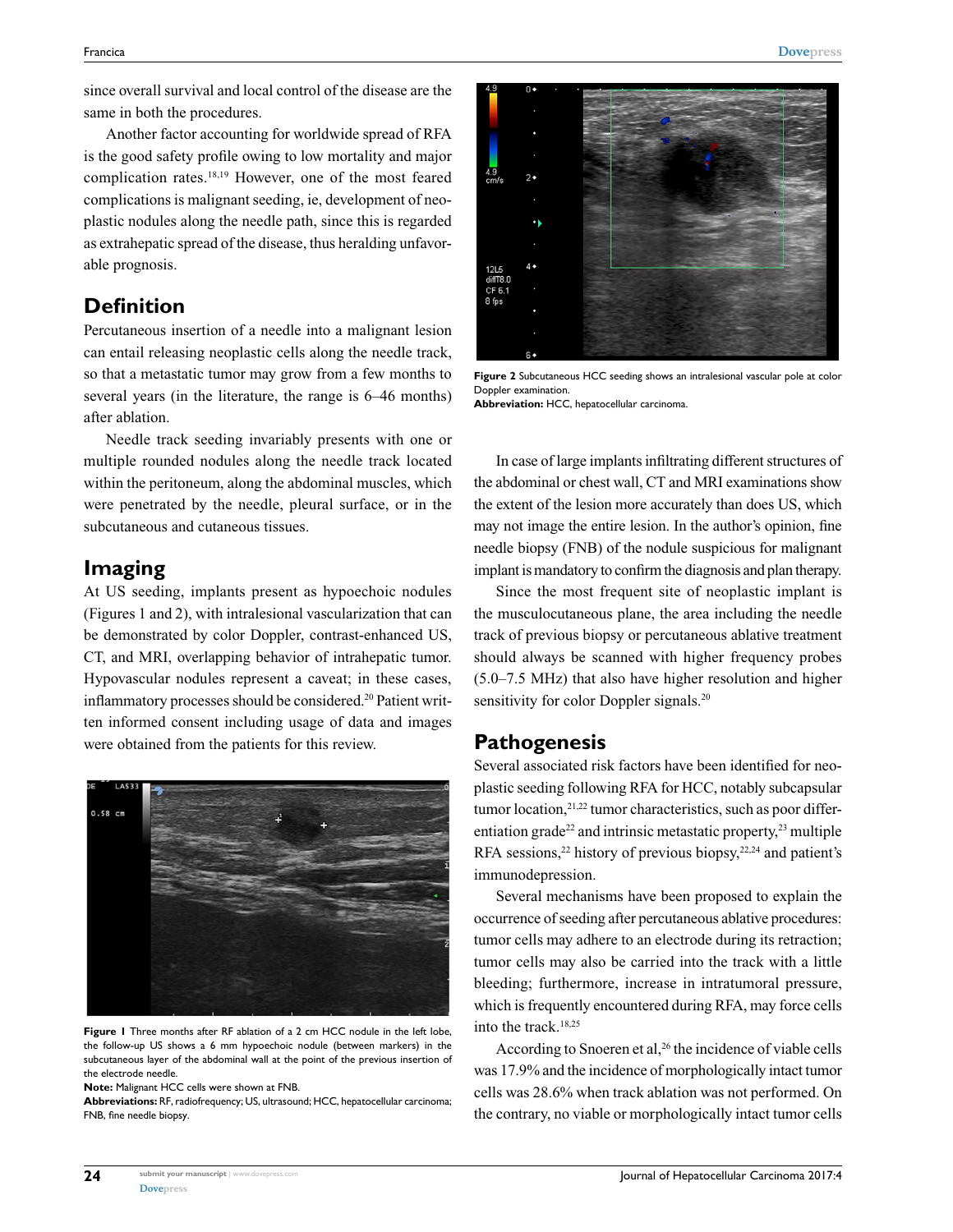since overall survival and local control of the disease are the same in both the procedures.

Another factor accounting for worldwide spread of RFA is the good safety profile owing to low mortality and major complication rates.[18,19] However, one of the most feared complications is malignant seeding, ie, development of neoplastic nodules along the needle path, since this is regarded as extrahepatic spread of the disease, thus heralding unfavorable prognosis.

## Definition

Percutaneous insertion of a needle into a malignant lesion can entail releasing neoplastic cells along the needle track, so that a metastatic tumor may grow from a few months to several years (in the literature, the range is 6–46 months) after ablation.

Needle track seeding invariably presents with one or multiple rounded nodules along the needle track located within the peritoneum, along the abdominal muscles, which were penetrated by the needle, pleural surface, or in the subcutaneous and cutaneous tissues.

## Imaging

At US seeding, implants present as hypoechoic nodules (Figures 1 and 2), with intralesional vascularization that can be demonstrated by color Doppler, contrast-enhanced US, CT, and MRI, overlapping behavior of intrahepatic tumor. Hypovascular nodules represent a caveat; in these cases, inflammatory processes should be considered.[20] Patient written informed consent including usage of data and images were obtained from the patients for this review.

**Figure 1** Three months after RF ablation of a 2 cm HCC nodule in the left lobe, the follow-up US shows a 6 mm hypoechoic nodule (between markers) in the subcutaneous layer of the abdominal wall at the point of the previous insertion of the electrode needle.
**Note:** Malignant HCC cells were shown at FNB.
**Abbreviations:** RF, radiofrequency; US, ultrasound; HCC, hepatocellular carcinoma; FNB, fine needle biopsy.

**Figure 2** Subcutaneous HCC seeding shows an intralesional vascular pole at color Doppler examination.
**Abbreviation:** HCC, hepatocellular carcinoma.

In case of large implants infiltrating different structures of the abdominal or chest wall, CT and MRI examinations show the extent of the lesion more accurately than does US, which may not image the entire lesion. In the author's opinion, fine needle biopsy (FNB) of the nodule suspicious for malignant implant is mandatory to confirm the diagnosis and plan therapy.

Since the most frequent site of neoplastic implant is the musculocutaneous plane, the area including the needle track of previous biopsy or percutaneous ablative treatment should always be scanned with higher frequency probes (5.0–7.5 MHz) that also have higher resolution and higher sensitivity for color Doppler signals.[20]

## Pathogenesis

Several associated risk factors have been identified for neoplastic seeding following RFA for HCC, notably subcapsular tumor location,[21,22] tumor characteristics, such as poor differentiation grade[22] and intrinsic metastatic property,[23] multiple RFA sessions,[22] history of previous biopsy,[22,24] and patient's immunodepression.

Several mechanisms have been proposed to explain the occurrence of seeding after percutaneous ablative procedures: tumor cells may adhere to an electrode during its retraction; tumor cells may also be carried into the track with a little bleeding; furthermore, increase in intratumoral pressure, which is frequently encountered during RFA, may force cells into the track.[18,25]

According to Snoeren et al,[26] the incidence of viable cells was 17.9% and the incidence of morphologically intact tumor cells was 28.6% when track ablation was not performed. On the contrary, no viable or morphologically intact tumor cells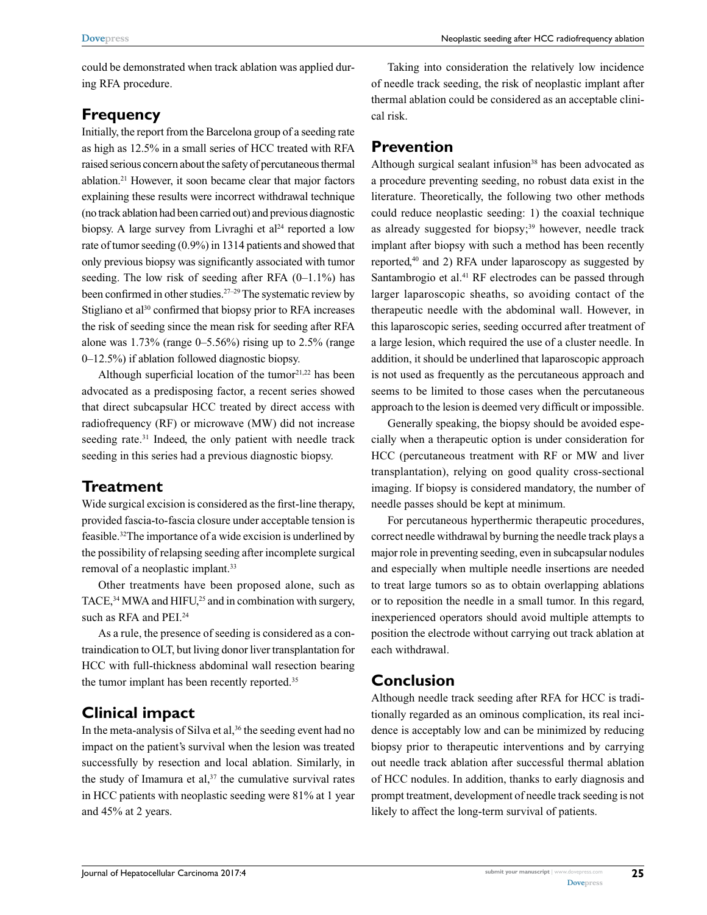could be demonstrated when track ablation was applied during RFA procedure.

## Frequency

Initially, the report from the Barcelona group of a seeding rate as high as 12.5% in a small series of HCC treated with RFA raised serious concern about the safety of percutaneous thermal ablation.[21] However, it soon became clear that major factors explaining these results were incorrect withdrawal technique (no track ablation had been carried out) and previous diagnostic biopsy. A large survey from Livraghi et al[24] reported a low rate of tumor seeding (0.9%) in 1314 patients and showed that only previous biopsy was significantly associated with tumor seeding. The low risk of seeding after RFA (0–1.1%) has been confirmed in other studies.[27–29] The systematic review by Stigliano et al[30] confirmed that biopsy prior to RFA increases the risk of seeding since the mean risk for seeding after RFA alone was 1.73% (range 0–5.56%) rising up to 2.5% (range 0–12.5%) if ablation followed diagnostic biopsy.

Although superficial location of the tumor[21,22] has been advocated as a predisposing factor, a recent series showed that direct subcapsular HCC treated by direct access with radiofrequency (RF) or microwave (MW) did not increase seeding rate.[31] Indeed, the only patient with needle track seeding in this series had a previous diagnostic biopsy.

## Treatment

Wide surgical excision is considered as the first-line therapy, provided fascia-to-fascia closure under acceptable tension is feasible.[32] The importance of a wide excision is underlined by the possibility of relapsing seeding after incomplete surgical removal of a neoplastic implant.[33]

Other treatments have been proposed alone, such as TACE,[34] MWA and HIFU,[25] and in combination with surgery, such as RFA and PEI.[24]

As a rule, the presence of seeding is considered as a contraindication to OLT, but living donor liver transplantation for HCC with full-thickness abdominal wall resection bearing the tumor implant has been recently reported.[35]

## Clinical impact

In the meta-analysis of Silva et al,[36] the seeding event had no impact on the patient's survival when the lesion was treated successfully by resection and local ablation. Similarly, in the study of Imamura et al,[37] the cumulative survival rates in HCC patients with neoplastic seeding were 81% at 1 year and 45% at 2 years.

Taking into consideration the relatively low incidence of needle track seeding, the risk of neoplastic implant after thermal ablation could be considered as an acceptable clinical risk.

## Prevention

Although surgical sealant infusion[38] has been advocated as a procedure preventing seeding, no robust data exist in the literature. Theoretically, the following two other methods could reduce neoplastic seeding: 1) the coaxial technique as already suggested for biopsy;[39] however, needle track implant after biopsy with such a method has been recently reported,[40] and 2) RFA under laparoscopy as suggested by Santambrogio et al.[41] RF electrodes can be passed through larger laparoscopic sheaths, so avoiding contact of the therapeutic needle with the abdominal wall. However, in this laparoscopic series, seeding occurred after treatment of a large lesion, which required the use of a cluster needle. In addition, it should be underlined that laparoscopic approach is not used as frequently as the percutaneous approach and seems to be limited to those cases when the percutaneous approach to the lesion is deemed very difficult or impossible.

Generally speaking, the biopsy should be avoided especially when a therapeutic option is under consideration for HCC (percutaneous treatment with RF or MW and liver transplantation), relying on good quality cross-sectional imaging. If biopsy is considered mandatory, the number of needle passes should be kept at minimum.

For percutaneous hyperthermic therapeutic procedures, correct needle withdrawal by burning the needle track plays a major role in preventing seeding, even in subcapsular nodules and especially when multiple needle insertions are needed to treat large tumors so as to obtain overlapping ablations or to reposition the needle in a small tumor. In this regard, inexperienced operators should avoid multiple attempts to position the electrode without carrying out track ablation at each withdrawal.

## Conclusion

Although needle track seeding after RFA for HCC is traditionally regarded as an ominous complication, its real incidence is acceptably low and can be minimized by reducing biopsy prior to therapeutic interventions and by carrying out needle track ablation after successful thermal ablation of HCC nodules. In addition, thanks to early diagnosis and prompt treatment, development of needle track seeding is not likely to affect the long-term survival of patients.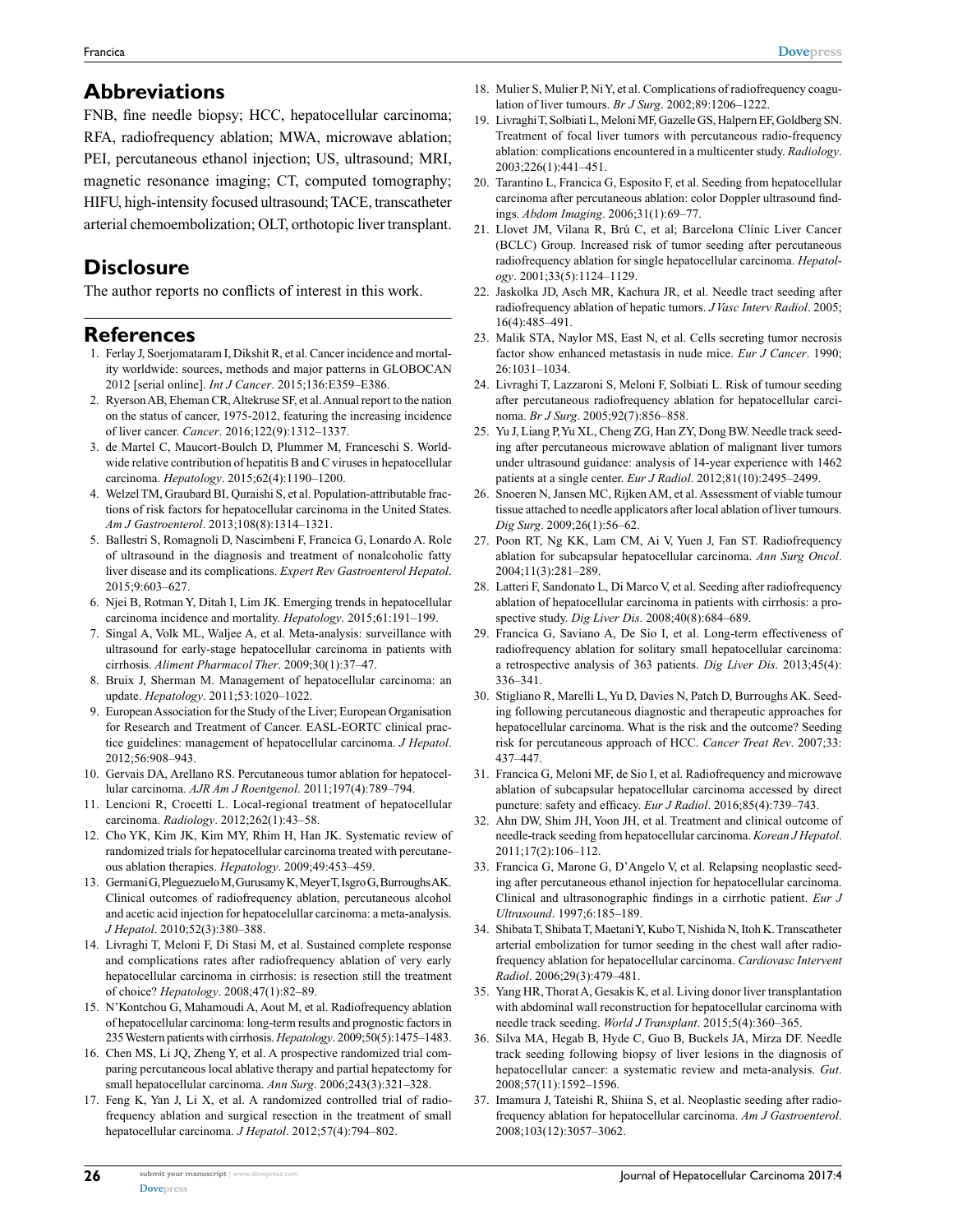## Abbreviations

FNB, fine needle biopsy; HCC, hepatocellular carcinoma; RFA, radiofrequency ablation; MWA, microwave ablation; PEI, percutaneous ethanol injection; US, ultrasound; MRI, magnetic resonance imaging; CT, computed tomography; HIFU, high-intensity focused ultrasound; TACE, transcatheter arterial chemoembolization; OLT, orthotopic liver transplant.

## Disclosure

The author reports no conflicts of interest in this work.

## References

1. Ferlay J, Soerjomataram I, Dikshit R, et al. Cancer incidence and mortality worldwide: sources, methods and major patterns in GLOBOCAN 2012 [serial online]. *Int J Cancer*. 2015;136:E359–E386.
2. Ryerson AB, Eheman CR, Altekruse SF, et al. Annual report to the nation on the status of cancer, 1975-2012, featuring the increasing incidence of liver cancer. *Cancer*. 2016;122(9):1312–1337.
3. de Martel C, Maucort-Boulch D, Plummer M, Franceschi S. World-wide relative contribution of hepatitis B and C viruses in hepatocellular carcinoma. *Hepatology*. 2015;62(4):1190–1200.
4. Welzel TM, Graubard BI, Quraishi S, et al. Population-attributable fractions of risk factors for hepatocellular carcinoma in the United States. *Am J Gastroenterol*. 2013;108(8):1314–1321.
5. Ballestri S, Romagnoli D, Nascimbeni F, Francica G, Lonardo A. Role of ultrasound in the diagnosis and treatment of nonalcoholic fatty liver disease and its complications. *Expert Rev Gastroenterol Hepatol*. 2015;9:603–627.
6. Njei B, Rotman Y, Ditah I, Lim JK. Emerging trends in hepatocellular carcinoma incidence and mortality. *Hepatology*. 2015;61:191–199.
7. Singal A, Volk ML, Waljee A, et al. Meta-analysis: surveillance with ultrasound for early-stage hepatocellular carcinoma in patients with cirrhosis. *Aliment Pharmacol Ther*. 2009;30(1):37–47.
8. Bruix J, Sherman M. Management of hepatocellular carcinoma: an update. *Hepatology*. 2011;53:1020–1022.
9. European Association for the Study of the Liver; European Organisation for Research and Treatment of Cancer. EASL-EORTC clinical practice guidelines: management of hepatocellular carcinoma. *J Hepatol*. 2012;56:908–943.
10. Gervais DA, Arellano RS. Percutaneous tumor ablation for hepatocellular carcinoma. *AJR Am J Roentgenol*. 2011;197(4):789–794.
11. Lencioni R, Crocetti L. Local-regional treatment of hepatocellular carcinoma. *Radiology*. 2012;262(1):43–58.
12. Cho YK, Kim JK, Kim MY, Rhim H, Han JK. Systematic review of randomized trials for hepatocellular carcinoma treated with percutaneous ablation therapies. *Hepatology*. 2009;49:453–459.
13. Germani G, Pleguezuelo M, Gurusamy K, Meyer T, Isgro G, Burroughs AK. Clinical outcomes of radiofrequency ablation, percutaneous alcohol and acetic acid injection for hepatocelullar carcinoma: a meta-analysis. *J Hepatol*. 2010;52(3):380–388.
14. Livraghi T, Meloni F, Di Stasi M, et al. Sustained complete response and complications rates after radiofrequency ablation of very early hepatocellular carcinoma in cirrhosis: is resection still the treatment of choice? *Hepatology*. 2008;47(1):82–89.
15. N'Kontchou G, Mahamoudi A, Aout M, et al. Radiofrequency ablation of hepatocellular carcinoma: long-term results and prognostic factors in 235 Western patients with cirrhosis. *Hepatology*. 2009;50(5):1475–1483.
16. Chen MS, Li JQ, Zheng Y, et al. A prospective randomized trial comparing percutaneous local ablative therapy and partial hepatectomy for small hepatocellular carcinoma. *Ann Surg*. 2006;243(3):321–328.
17. Feng K, Yan J, Li X, et al. A randomized controlled trial of radiofrequency ablation and surgical resection in the treatment of small hepatocellular carcinoma. *J Hepatol*. 2012;57(4):794–802.
18. Mulier S, Mulier P, Ni Y, et al. Complications of radiofrequency coagulation of liver tumours. *Br J Surg*. 2002;89:1206–1222.
19. Livraghi T, Solbiati L, Meloni MF, Gazelle GS, Halpern EF, Goldberg SN. Treatment of focal liver tumors with percutaneous radio-frequency ablation: complications encountered in a multicenter study. *Radiology*. 2003;226(1):441–451.
20. Tarantino L, Francica G, Esposito F, et al. Seeding from hepatocellular carcinoma after percutaneous ablation: color Doppler ultrasound findings. *Abdom Imaging*. 2006;31(1):69–77.
21. Llovet JM, Vilana R, Brú C, et al; Barcelona Clínic Liver Cancer (BCLC) Group. Increased risk of tumor seeding after percutaneous radiofrequency ablation for single hepatocellular carcinoma. *Hepatology*. 2001;33(5):1124–1129.
22. Jaskolka JD, Asch MR, Kachura JR, et al. Needle tract seeding after radiofrequency ablation of hepatic tumors. *J Vasc Interv Radiol*. 2005;16(4):485–491.
23. Malik STA, Naylor MS, East N, et al. Cells secreting tumor necrosis factor show enhanced metastasis in nude mice. *Eur J Cancer*. 1990;26:1031–1034.
24. Livraghi T, Lazzaroni S, Meloni F, Solbiati L. Risk of tumour seeding after percutaneous radiofrequency ablation for hepatocellular carcinoma. *Br J Surg*. 2005;92(7):856–858.
25. Yu J, Liang P, Yu XL, Cheng ZG, Han ZY, Dong BW. Needle track seeding after percutaneous microwave ablation of malignant liver tumors under ultrasound guidance: analysis of 14-year experience with 1462 patients at a single center. *Eur J Radiol*. 2012;81(10):2495–2499.
26. Snoeren N, Jansen MC, Rijken AM, et al. Assessment of viable tumour tissue attached to needle applicators after local ablation of liver tumours. *Dig Surg*. 2009;26(1):56–62.
27. Poon RT, Ng KK, Lam CM, Ai V, Yuen J, Fan ST. Radiofrequency ablation for subcapsular hepatocellular carcinoma. *Ann Surg Oncol*. 2004;11(3):281–289.
28. Latteri F, Sandonato L, Di Marco V, et al. Seeding after radiofrequency ablation of hepatocellular carcinoma in patients with cirrhosis: a prospective study. *Dig Liver Dis*. 2008;40(8):684–689.
29. Francica G, Saviano A, De Sio I, et al. Long-term effectiveness of radiofrequency ablation for solitary small hepatocellular carcinoma: a retrospective analysis of 363 patients. *Dig Liver Dis*. 2013;45(4):336–341.
30. Stigliano R, Marelli L, Yu D, Davies N, Patch D, Burroughs AK. Seeding following percutaneous diagnostic and therapeutic approaches for hepatocellular carcinoma. What is the risk and the outcome? Seeding risk for percutaneous approach of HCC. *Cancer Treat Rev*. 2007;33:437–447.
31. Francica G, Meloni MF, de Sio I, et al. Radiofrequency and microwave ablation of subcapsular hepatocellular carcinoma accessed by direct puncture: safety and efficacy. *Eur J Radiol*. 2016;85(4):739–743.
32. Ahn DW, Shim JH, Yoon JH, et al. Treatment and clinical outcome of needle-track seeding from hepatocellular carcinoma. *Korean J Hepatol*. 2011;17(2):106–112.
33. Francica G, Marone G, D'Angelo V, et al. Relapsing neoplastic seeding after percutaneous ethanol injection for hepatocellular carcinoma. Clinical and ultrasonographic findings in a cirrhotic patient. *Eur J Ultrasound*. 1997;6:185–189.
34. Shibata T, Shibata T, Maetani Y, Kubo T, Nishida N, Itoh K. Transcatheter arterial embolization for tumor seeding in the chest wall after radiofrequency ablation for hepatocellular carcinoma. *Cardiovasc Intervent Radiol*. 2006;29(3):479–481.
35. Yang HR, Thorat A, Gesakis K, et al. Living donor liver transplantation with abdominal wall reconstruction for hepatocellular carcinoma with needle track seeding. *World J Transplant*. 2015;5(4):360–365.
36. Silva MA, Hegab B, Hyde C, Guo B, Buckels JA, Mirza DF. Needle track seeding following biopsy of liver lesions in the diagnosis of hepatocellular cancer: a systematic review and meta-analysis. *Gut*. 2008;57(11):1592–1596.
37. Imamura J, Tateishi R, Shiina S, et al. Neoplastic seeding after radiofrequency ablation for hepatocellular carcinoma. *Am J Gastroenterol*. 2008;103(12):3057–3062.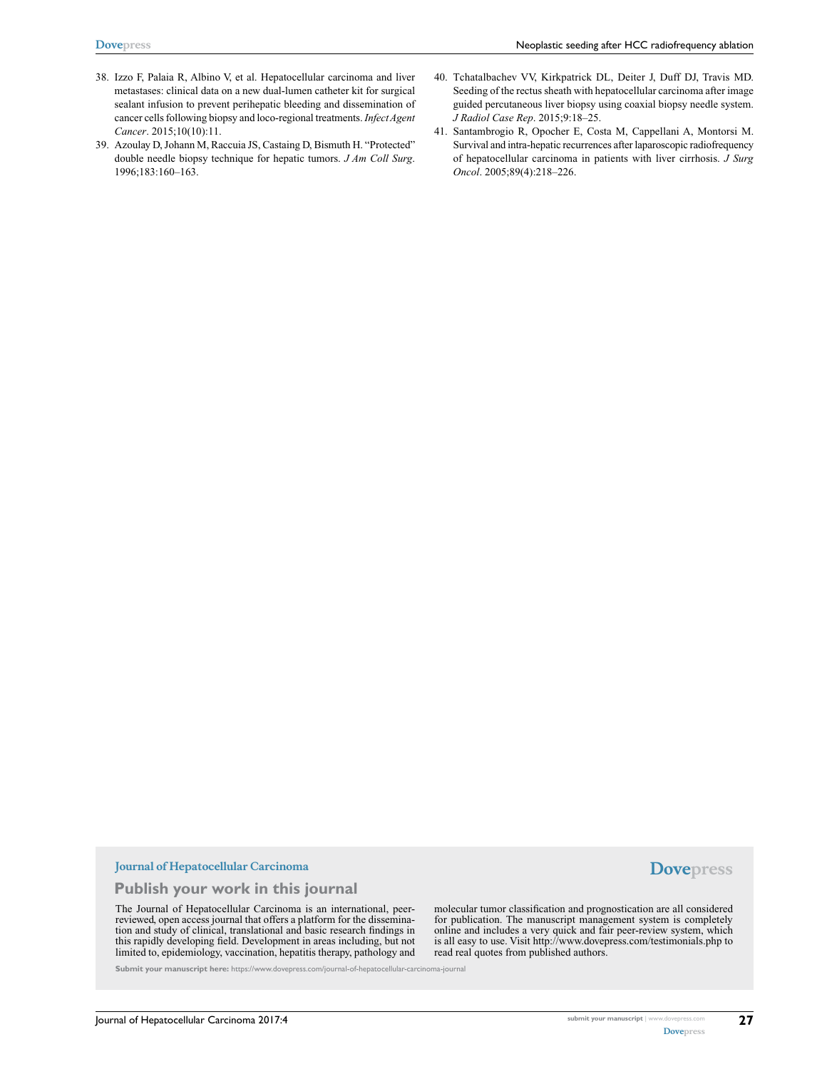38. Izzo F, Palaia R, Albino V, et al. Hepatocellular carcinoma and liver metastases: clinical data on a new dual-lumen catheter kit for surgical sealant infusion to prevent perihepatic bleeding and dissemination of cancer cells following biopsy and loco-regional treatments. *Infect Agent Cancer*. 2015;10(10):11.
39. Azoulay D, Johann M, Raccuia JS, Castaing D, Bismuth H. "Protected" double needle biopsy technique for hepatic tumors. *J Am Coll Surg*. 1996;183:160–163.
40. Tchatalbachev VV, Kirkpatrick DL, Deiter J, Duff DJ, Travis MD. Seeding of the rectus sheath with hepatocellular carcinoma after image guided percutaneous liver biopsy using coaxial biopsy needle system. *J Radiol Case Rep*. 2015;9:18–25.
41. Santambrogio R, Opocher E, Costa M, Cappellani A, Montorsi M. Survival and intra-hepatic recurrences after laparoscopic radiofrequency of hepatocellular carcinoma in patients with liver cirrhosis. *J Surg Oncol*. 2005;89(4):218–226.

**Journal of Hepatocellular Carcinoma**

**Dovepress**

## Publish your work in this journal

The Journal of Hepatocellular Carcinoma is an international, peer-reviewed, open access journal that offers a platform for the dissemination and study of clinical, translational and basic research findings in this rapidly developing field. Development in areas including, but not limited to, epidemiology, vaccination, hepatitis therapy, pathology and molecular tumor classification and prognostication are all considered for publication. The manuscript management system is completely online and includes a very quick and fair peer-review system, which is all easy to use. Visit http://www.dovepress.com/testimonials.php to read real quotes from published authors.

**Submit your manuscript here:** https://www.dovepress.com/journal-of-hepatocellular-carcinoma-journal